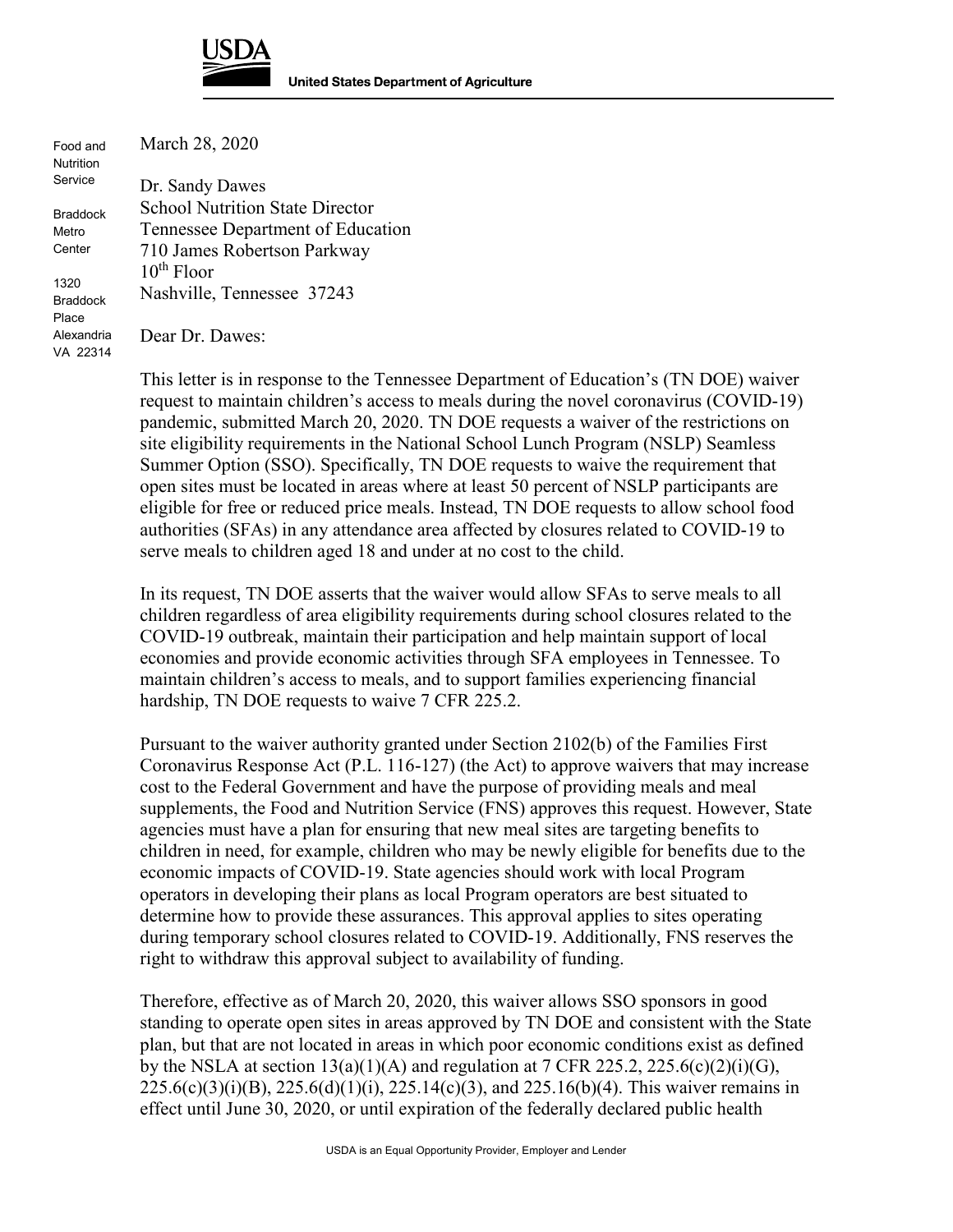USDA

**United States Department of Agriculture**

Food and Nutrition Service

Braddock Metro Center

1320 Braddock Place
Alexandria VA 22314

March 28, 2020

Dr. Sandy Dawes
School Nutrition State Director
Tennessee Department of Education
710 James Robertson Parkway
10th Floor
Nashville, Tennessee 37243

Dear Dr. Dawes:

This letter is in response to the Tennessee Department of Education's (TN DOE) waiver request to maintain children's access to meals during the novel coronavirus (COVID-19) pandemic, submitted March 20, 2020. TN DOE requests a waiver of the restrictions on site eligibility requirements in the National School Lunch Program (NSLP) Seamless Summer Option (SSO). Specifically, TN DOE requests to waive the requirement that open sites must be located in areas where at least 50 percent of NSLP participants are eligible for free or reduced price meals. Instead, TN DOE requests to allow school food authorities (SFAs) in any attendance area affected by closures related to COVID-19 to serve meals to children aged 18 and under at no cost to the child.

In its request, TN DOE asserts that the waiver would allow SFAs to serve meals to all children regardless of area eligibility requirements during school closures related to the COVID-19 outbreak, maintain their participation and help maintain support of local economies and provide economic activities through SFA employees in Tennessee. To maintain children's access to meals, and to support families experiencing financial hardship, TN DOE requests to waive 7 CFR 225.2.

Pursuant to the waiver authority granted under Section 2102(b) of the Families First Coronavirus Response Act (P.L. 116-127) (the Act) to approve waivers that may increase cost to the Federal Government and have the purpose of providing meals and meal supplements, the Food and Nutrition Service (FNS) approves this request. However, State agencies must have a plan for ensuring that new meal sites are targeting benefits to children in need, for example, children who may be newly eligible for benefits due to the economic impacts of COVID-19. State agencies should work with local Program operators in developing their plans as local Program operators are best situated to determine how to provide these assurances. This approval applies to sites operating during temporary school closures related to COVID-19. Additionally, FNS reserves the right to withdraw this approval subject to availability of funding.

Therefore, effective as of March 20, 2020, this waiver allows SSO sponsors in good standing to operate open sites in areas approved by TN DOE and consistent with the State plan, but that are not located in areas in which poor economic conditions exist as defined by the NSLA at section 13(a)(1)(A) and regulation at 7 CFR 225.2, 225.6(c)(2)(i)(G), 225.6(c)(3)(i)(B), 225.6(d)(1)(i), 225.14(c)(3), and 225.16(b)(4). This waiver remains in effect until June 30, 2020, or until expiration of the federally declared public health

USDA is an Equal Opportunity Provider, Employer and Lender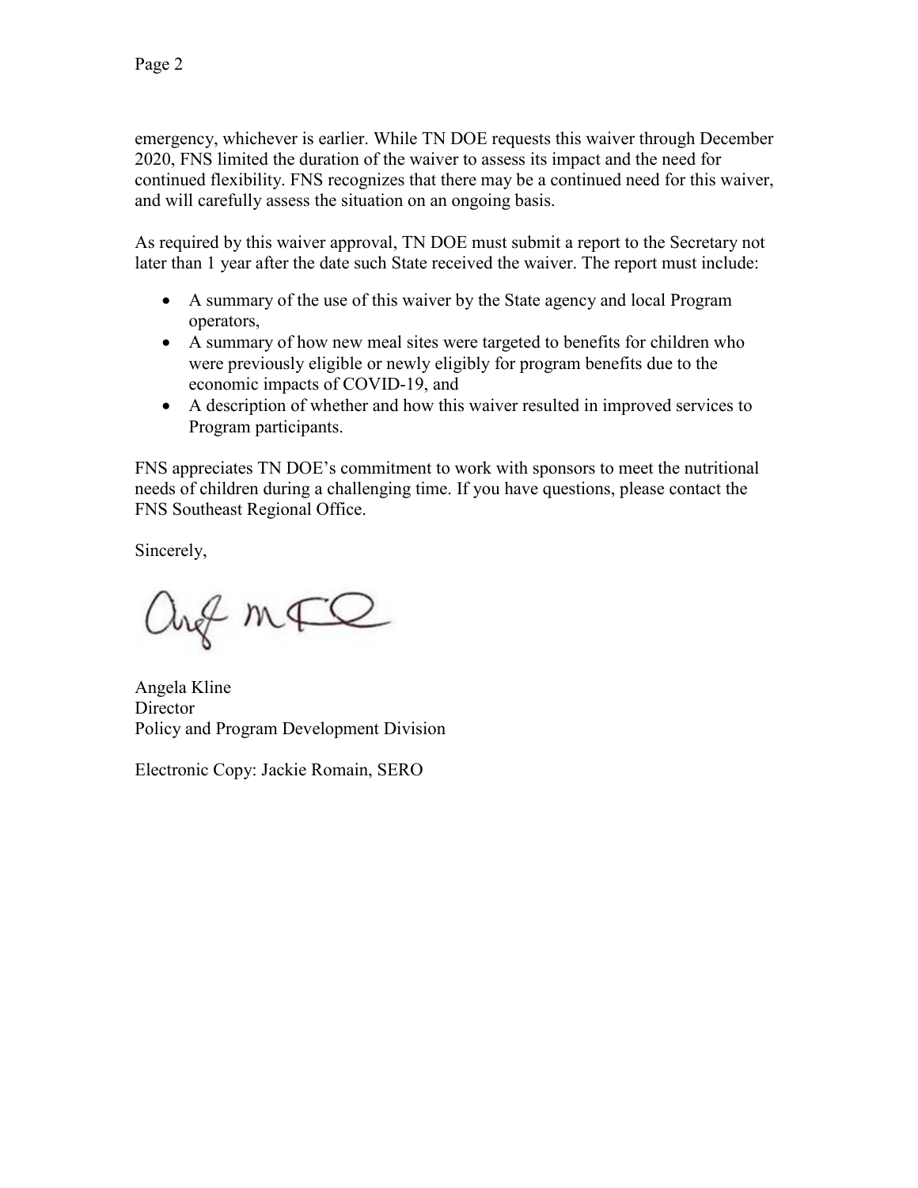emergency, whichever is earlier. While TN DOE requests this waiver through December 2020, FNS limited the duration of the waiver to assess its impact and the need for continued flexibility. FNS recognizes that there may be a continued need for this waiver, and will carefully assess the situation on an ongoing basis.

As required by this waiver approval, TN DOE must submit a report to the Secretary not later than 1 year after the date such State received the waiver. The report must include:

- A summary of the use of this waiver by the State agency and local Program operators,
- A summary of how new meal sites were targeted to benefits for children who were previously eligible or newly eligibly for program benefits due to the economic impacts of COVID-19, and
- A description of whether and how this waiver resulted in improved services to Program participants.

FNS appreciates TN DOE's commitment to work with sponsors to meet the nutritional needs of children during a challenging time. If you have questions, please contact the FNS Southeast Regional Office.

Sincerely,

Angela Kline
Director
Policy and Program Development Division

Electronic Copy: Jackie Romain, SERO